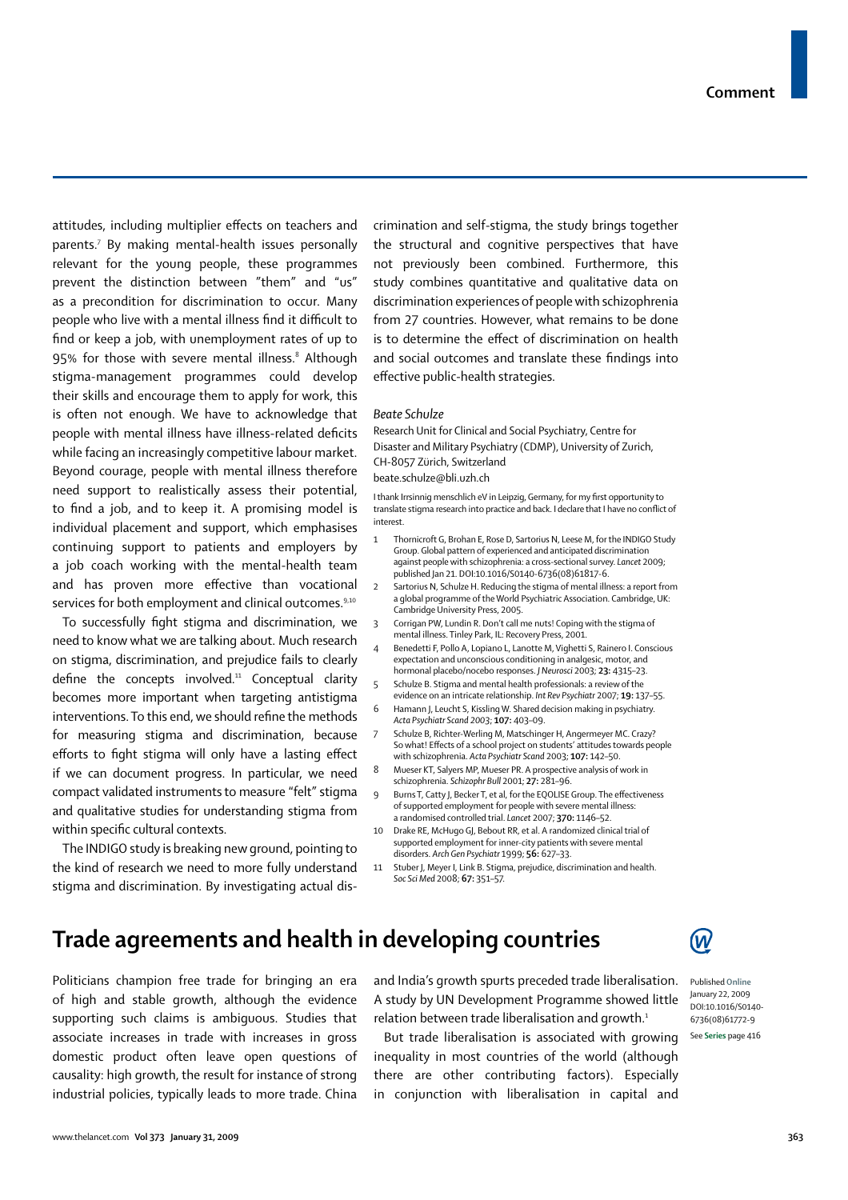attitudes, including multiplier effects on teachers and parents.[7] By making mental-health issues personally relevant for the young people, these programmes prevent the distinction between "them" and "us" as a precondition for discrimination to occur. Many people who live with a mental illness find it difficult to find or keep a job, with unemployment rates of up to 95% for those with severe mental illness.[8] Although stigma-management programmes could develop their skills and encourage them to apply for work, this is often not enough. We have to acknowledge that people with mental illness have illness-related deficits while facing an increasingly competitive labour market. Beyond courage, people with mental illness therefore need support to realistically assess their potential, to find a job, and to keep it. A promising model is individual placement and support, which emphasises continuing support to patients and employers by a job coach working with the mental-health team and has proven more effective than vocational services for both employment and clinical outcomes.[9,10]

To successfully fight stigma and discrimination, we need to know what we are talking about. Much research on stigma, discrimination, and prejudice fails to clearly define the concepts involved.[11] Conceptual clarity becomes more important when targeting antistigma interventions. To this end, we should refine the methods for measuring stigma and discrimination, because efforts to fight stigma will only have a lasting effect if we can document progress. In particular, we need compact validated instruments to measure "felt" stigma and qualitative studies for understanding stigma from within specific cultural contexts.

The INDIGO study is breaking new ground, pointing to the kind of research we need to more fully understand stigma and discrimination. By investigating actual discrimination and self-stigma, the study brings together the structural and cognitive perspectives that have not previously been combined. Furthermore, this study combines quantitative and qualitative data on discrimination experiences of people with schizophrenia from 27 countries. However, what remains to be done is to determine the effect of discrimination on health and social outcomes and translate these findings into effective public-health strategies.

*Beate Schulze*

Research Unit for Clinical and Social Psychiatry, Centre for Disaster and Military Psychiatry (CDMP), University of Zurich, CH-8057 Zürich, Switzerland
beate.schulze@bli.uzh.ch

I thank Irrsinnig menschlich eV in Leipzig, Germany, for my first opportunity to translate stigma research into practice and back. I declare that I have no conflict of interest.

1. Thornicroft G, Brohan E, Rose D, Sartorius N, Leese M, for the INDIGO Study Group. Global pattern of experienced and anticipated discrimination against people with schizophrenia: a cross-sectional survey. *Lancet* 2009; published Jan 21. DOI:10.1016/S0140-6736(08)61817-6.
2. Sartorius N, Schulze H. Reducing the stigma of mental illness: a report from a global programme of the World Psychiatric Association. Cambridge, UK: Cambridge University Press, 2005.
3. Corrigan PW, Lundin R. Don't call me nuts! Coping with the stigma of mental illness. Tinley Park, IL: Recovery Press, 2001.
4. Benedetti F, Pollo A, Lopiano L, Lanotte M, Vighetti S, Rainero I. Conscious expectation and unconscious conditioning in analgesic, motor, and hormonal placebo/nocebo responses. *J Neurosci* 2003; **23:** 4315–23.
5. Schulze B. Stigma and mental health professionals: a review of the evidence on an intricate relationship. *Int Rev Psychiatr* 2007; **19:** 137–55.
6. Hamann J, Leucht S, Kissling W. Shared decision making in psychiatry. *Acta Psychiatr Scand* 2003; **107:** 403–09.
7. Schulze B, Richter-Werling M, Matschinger H, Angermeyer MC. Crazy? So what! Effects of a school project on students' attitudes towards people with schizophrenia. *Acta Psychiatr Scand* 2003; **107:** 142–50.
8. Mueser KT, Salyers MP, Mueser PR. A prospective analysis of work in schizophrenia. *Schizophr Bull* 2001; **27:** 281–96.
9. Burns T, Catty J, Becker T, et al, for the EQOLISE Group. The effectiveness of supported employment for people with severe mental illness: a randomised controlled trial. *Lancet* 2007; **370:** 1146–52.
10. Drake RE, McHugo GJ, Bebout RR, et al. A randomized clinical trial of supported employment for inner-city patients with severe mental disorders. *Arch Gen Psychiatr* 1999; **56:** 627–33.
11. Stuber J, Meyer I, Link B. Stigma, prejudice, discrimination and health. *Soc Sci Med* 2008; **67:** 351–57.

# Trade agreements and health in developing countries

Published **Online** January 22, 2009 DOI:10.1016/S0140-6736(08)61772-9

See **Series** page 416

Politicians champion free trade for bringing an era of high and stable growth, although the evidence supporting such claims is ambiguous. Studies that associate increases in trade with increases in gross domestic product often leave open questions of causality: high growth, the result for instance of strong industrial policies, typically leads to more trade. China and India's growth spurts preceded trade liberalisation. A study by UN Development Programme showed little relation between trade liberalisation and growth.[1]

But trade liberalisation is associated with growing inequality in most countries of the world (although there are other contributing factors). Especially in conjunction with liberalisation in capital and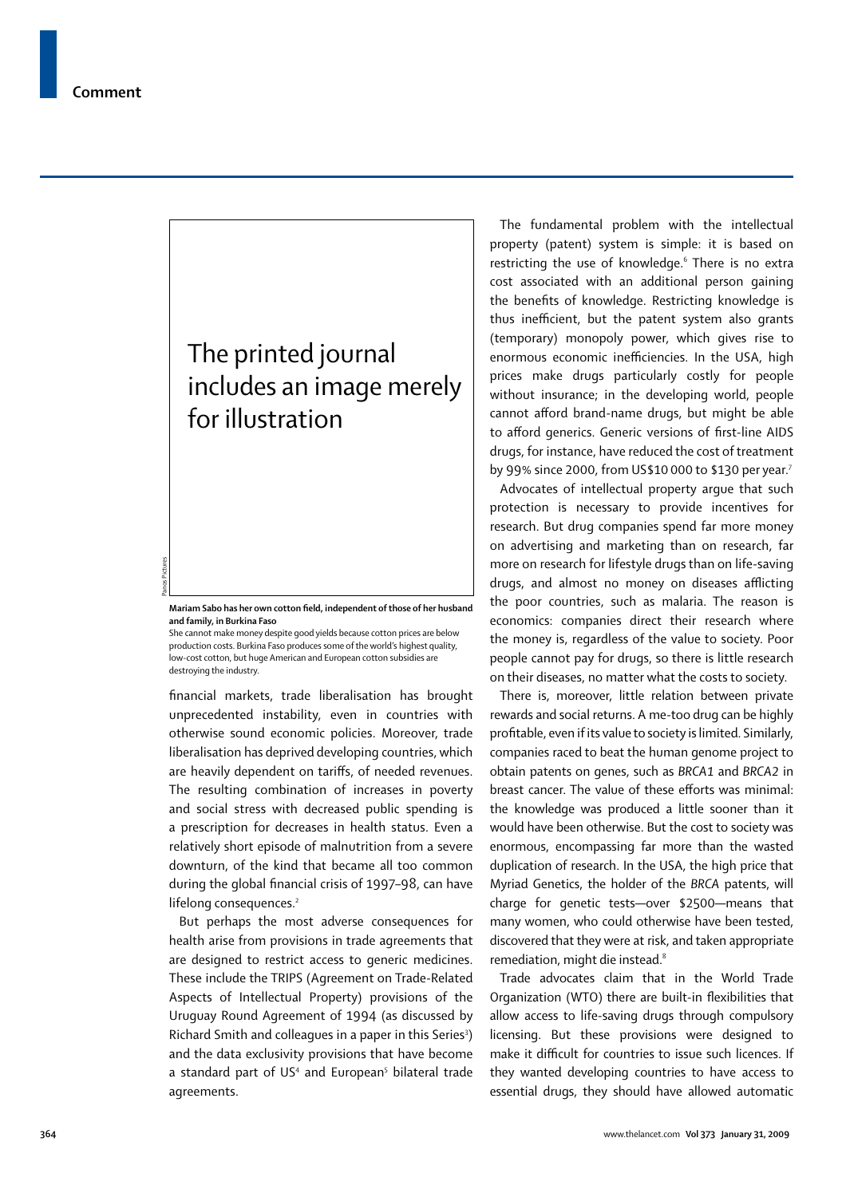The printed journal includes an image merely for illustration

Panos Pictures

**Mariam Sabo has her own cotton field, independent of those of her husband and family, in Burkina Faso**

She cannot make money despite good yields because cotton prices are below production costs. Burkina Faso produces some of the world's highest quality, low-cost cotton, but huge American and European cotton subsidies are destroying the industry.

financial markets, trade liberalisation has brought unprecedented instability, even in countries with otherwise sound economic policies. Moreover, trade liberalisation has deprived developing countries, which are heavily dependent on tariffs, of needed revenues. The resulting combination of increases in poverty and social stress with decreased public spending is a prescription for decreases in health status. Even a relatively short episode of malnutrition from a severe downturn, of the kind that became all too common during the global financial crisis of 1997–98, can have lifelong consequences.[2]

But perhaps the most adverse consequences for health arise from provisions in trade agreements that are designed to restrict access to generic medicines. These include the TRIPS (Agreement on Trade-Related Aspects of Intellectual Property) provisions of the Uruguay Round Agreement of 1994 (as discussed by Richard Smith and colleagues in a paper in this Series[3]) and the data exclusivity provisions that have become a standard part of US[4] and European[5] bilateral trade agreements.

The fundamental problem with the intellectual property (patent) system is simple: it is based on restricting the use of knowledge.[6] There is no extra cost associated with an additional person gaining the benefits of knowledge. Restricting knowledge is thus inefficient, but the patent system also grants (temporary) monopoly power, which gives rise to enormous economic inefficiencies. In the USA, high prices make drugs particularly costly for people without insurance; in the developing world, people cannot afford brand-name drugs, but might be able to afford generics. Generic versions of first-line AIDS drugs, for instance, have reduced the cost of treatment by 99% since 2000, from US$10 000 to $130 per year.[7]

Advocates of intellectual property argue that such protection is necessary to provide incentives for research. But drug companies spend far more money on advertising and marketing than on research, far more on research for lifestyle drugs than on life-saving drugs, and almost no money on diseases afflicting the poor countries, such as malaria. The reason is economics: companies direct their research where the money is, regardless of the value to society. Poor people cannot pay for drugs, so there is little research on their diseases, no matter what the costs to society.

There is, moreover, little relation between private rewards and social returns. A me-too drug can be highly profitable, even if its value to society is limited. Similarly, companies raced to beat the human genome project to obtain patents on genes, such as *BRCA1* and *BRCA2* in breast cancer. The value of these efforts was minimal: the knowledge was produced a little sooner than it would have been otherwise. But the cost to society was enormous, encompassing far more than the wasted duplication of research. In the USA, the high price that Myriad Genetics, the holder of the *BRCA* patents, will charge for genetic tests—over $2500—means that many women, who could otherwise have been tested, discovered that they were at risk, and taken appropriate remediation, might die instead.[8]

Trade advocates claim that in the World Trade Organization (WTO) there are built-in flexibilities that allow access to life-saving drugs through compulsory licensing. But these provisions were designed to make it difficult for countries to issue such licences. If they wanted developing countries to have access to essential drugs, they should have allowed automatic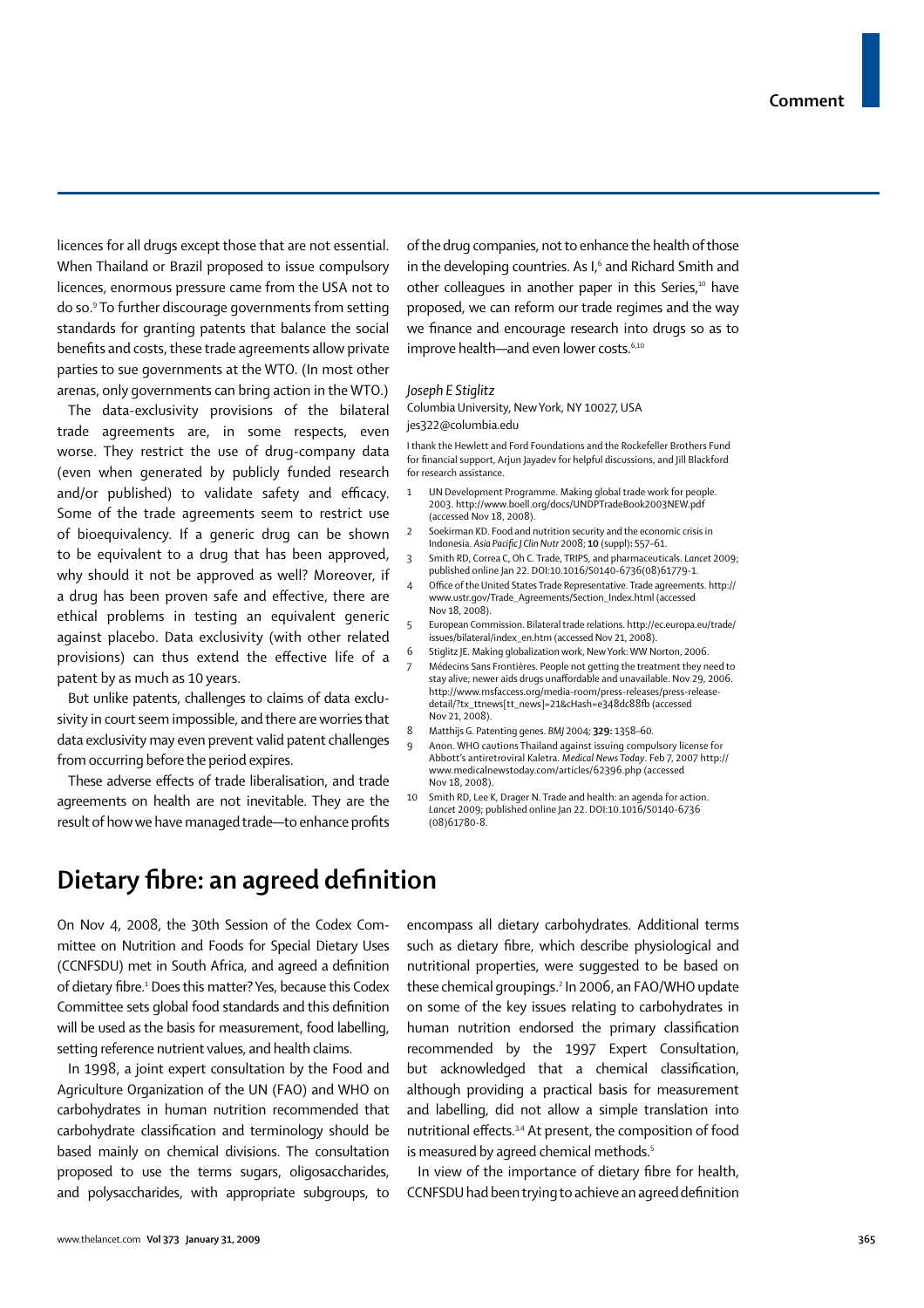licences for all drugs except those that are not essential. When Thailand or Brazil proposed to issue compulsory licences, enormous pressure came from the USA not to do so.[9] To further discourage governments from setting standards for granting patents that balance the social benefits and costs, these trade agreements allow private parties to sue governments at the WTO. (In most other arenas, only governments can bring action in the WTO.)

The data-exclusivity provisions of the bilateral trade agreements are, in some respects, even worse. They restrict the use of drug-company data (even when generated by publicly funded research and/or published) to validate safety and efficacy. Some of the trade agreements seem to restrict use of bioequivalency. If a generic drug can be shown to be equivalent to a drug that has been approved, why should it not be approved as well? Moreover, if a drug has been proven safe and effective, there are ethical problems in testing an equivalent generic against placebo. Data exclusivity (with other related provisions) can thus extend the effective life of a patent by as much as 10 years.

But unlike patents, challenges to claims of data exclusivity in court seem impossible, and there are worries that data exclusivity may even prevent valid patent challenges from occurring before the period expires.

These adverse effects of trade liberalisation, and trade agreements on health are not inevitable. They are the result of how we have managed trade—to enhance profits of the drug companies, not to enhance the health of those in the developing countries. As I,[6] and Richard Smith and other colleagues in another paper in this Series,[10] have proposed, we can reform our trade regimes and the way we finance and encourage research into drugs so as to improve health—and even lower costs.[6,10]

*Joseph E Stiglitz*
Columbia University, New York, NY 10027, USA
jes322@columbia.edu

I thank the Hewlett and Ford Foundations and the Rockefeller Brothers Fund for financial support, Arjun Jayadev for helpful discussions, and Jill Blackford for research assistance.

1. UN Development Programme. Making global trade work for people. 2003. http://www.boell.org/docs/UNDPTradeBook2003NEW.pdf (accessed Nov 18, 2008).
2. Soekirman KD. Food and nutrition security and the economic crisis in Indonesia. *Asia Pacific J Clin Nutr* 2008; **10** (suppl)**:** S57–61.
3. Smith RD, Correa C, Oh C. Trade, TRIPS, and pharmaceuticals. *Lancet* 2009; published online Jan 22. DOI:10.1016/S0140-6736(08)61779-1.
4. Office of the United States Trade Representative. Trade agreements. http://www.ustr.gov/Trade_Agreements/Section_Index.html (accessed Nov 18, 2008).
5. European Commission. Bilateral trade relations. http://ec.europa.eu/trade/issues/bilateral/index_en.htm (accessed Nov 21, 2008).
6. Stiglitz JE. Making globalization work, New York: WW Norton, 2006.
7. Médecins Sans Frontières. People not getting the treatment they need to stay alive; newer aids drugs unaffordable and unavailable. Nov 29, 2006. http://www.msfaccess.org/media-room/press-releases/press-release-detail/?tx_ttnews[tt_news]=21&cHash=e348dc88fb (accessed Nov 21, 2008).
8. Matthijs G. Patenting genes. *BMJ* 2004; **329:** 1358–60.
9. Anon. WHO cautions Thailand against issuing compulsory license for Abbott's antiretroviral Kaletra. *Medical News Today*. Feb 7, 2007 http://www.medicalnewstoday.com/articles/62396.php (accessed Nov 18, 2008).
10. Smith RD, Lee K, Drager N. Trade and health: an agenda for action. *Lancet* 2009; published online Jan 22. DOI:10.1016/S0140-6736(08)61780-8.

# Dietary fibre: an agreed definition

On Nov 4, 2008, the 30th Session of the Codex Committee on Nutrition and Foods for Special Dietary Uses (CCNFSDU) met in South Africa, and agreed a definition of dietary fibre.[1] Does this matter? Yes, because this Codex Committee sets global food standards and this definition will be used as the basis for measurement, food labelling, setting reference nutrient values, and health claims.

In 1998, a joint expert consultation by the Food and Agriculture Organization of the UN (FAO) and WHO on carbohydrates in human nutrition recommended that carbohydrate classification and terminology should be based mainly on chemical divisions. The consultation proposed to use the terms sugars, oligosaccharides, and polysaccharides, with appropriate subgroups, to encompass all dietary carbohydrates. Additional terms such as dietary fibre, which describe physiological and nutritional properties, were suggested to be based on these chemical groupings.[2] In 2006, an FAO/WHO update on some of the key issues relating to carbohydrates in human nutrition endorsed the primary classification recommended by the 1997 Expert Consultation, but acknowledged that a chemical classification, although providing a practical basis for measurement and labelling, did not allow a simple translation into nutritional effects.[3,4] At present, the composition of food is measured by agreed chemical methods.[5]

In view of the importance of dietary fibre for health, CCNFSDU had been trying to achieve an agreed definition